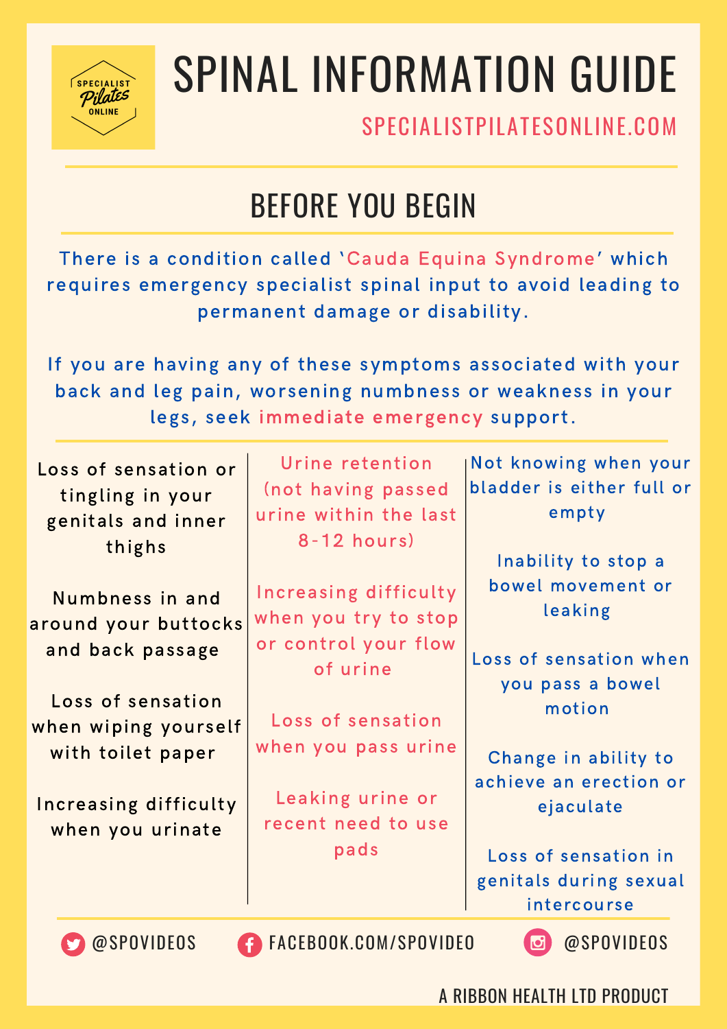SPECIALIST Pilates ONLINE

# SPINAL INFORMATION GUIDE

SPECIALISTPILATESONLINE.COM

## BEFORE YOU BEGIN

There is a condition called 'Cauda Equina Syndrome' which requires emergency specialist spinal input to avoid leading to permanent damage or disability.

If you are having any of these symptoms associated with your back and leg pain, worsening numbness or weakness in your legs, seek immediate emergency support.

- Loss of sensation or tingling in your genitals and inner thighs
- Numbness in and around your buttocks and back passage
- Loss of sensation when wiping yourself with toilet paper
- Increasing difficulty when you urinate
- Urine retention (not having passed urine within the last 8-12 hours)
- Increasing difficulty when you try to stop or control your flow of urine
- Loss of sensation when you pass urine
- Leaking urine or recent need to use pads
- Not knowing when your bladder is either full or empty
- Inability to stop a bowel movement or leaking
- Loss of sensation when you pass a bowel motion
- Change in ability to achieve an erection or ejaculate
- Loss of sensation in genitals during sexual intercourse

@SPOVIDEOS FACEBOOK.COM/SPOVIDEO @SPOVIDEOS

A RIBBON HEALTH LTD PRODUCT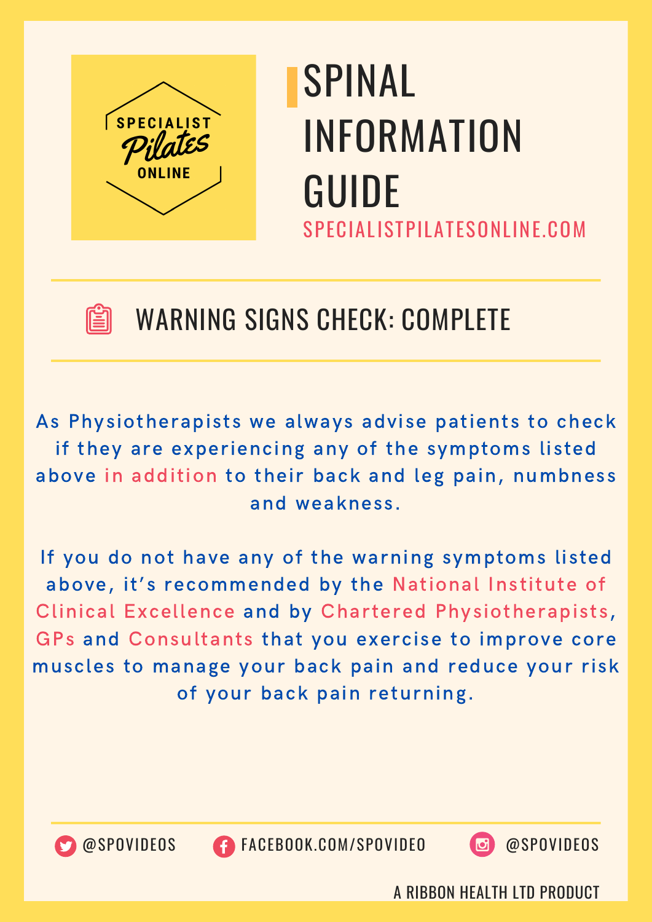SPECIALIST Pilates ONLINE

# SPINAL INFORMATION GUIDE

SPECIALISTPILATESONLINE.COM

## WARNING SIGNS CHECK: COMPLETE

As Physiotherapists we always advise patients to check if they are experiencing any of the symptoms listed above in addition to their back and leg pain, numbness and weakness.

If you do not have any of the warning symptoms listed above, it's recommended by the National Institute of Clinical Excellence and by Chartered Physiotherapists, GPs and Consultants that you exercise to improve core muscles to manage your back pain and reduce your risk of your back pain returning.

@SPOVIDEOS FACEBOOK.COM/SPOVIDEO @SPOVIDEOS

A RIBBON HEALTH LTD PRODUCT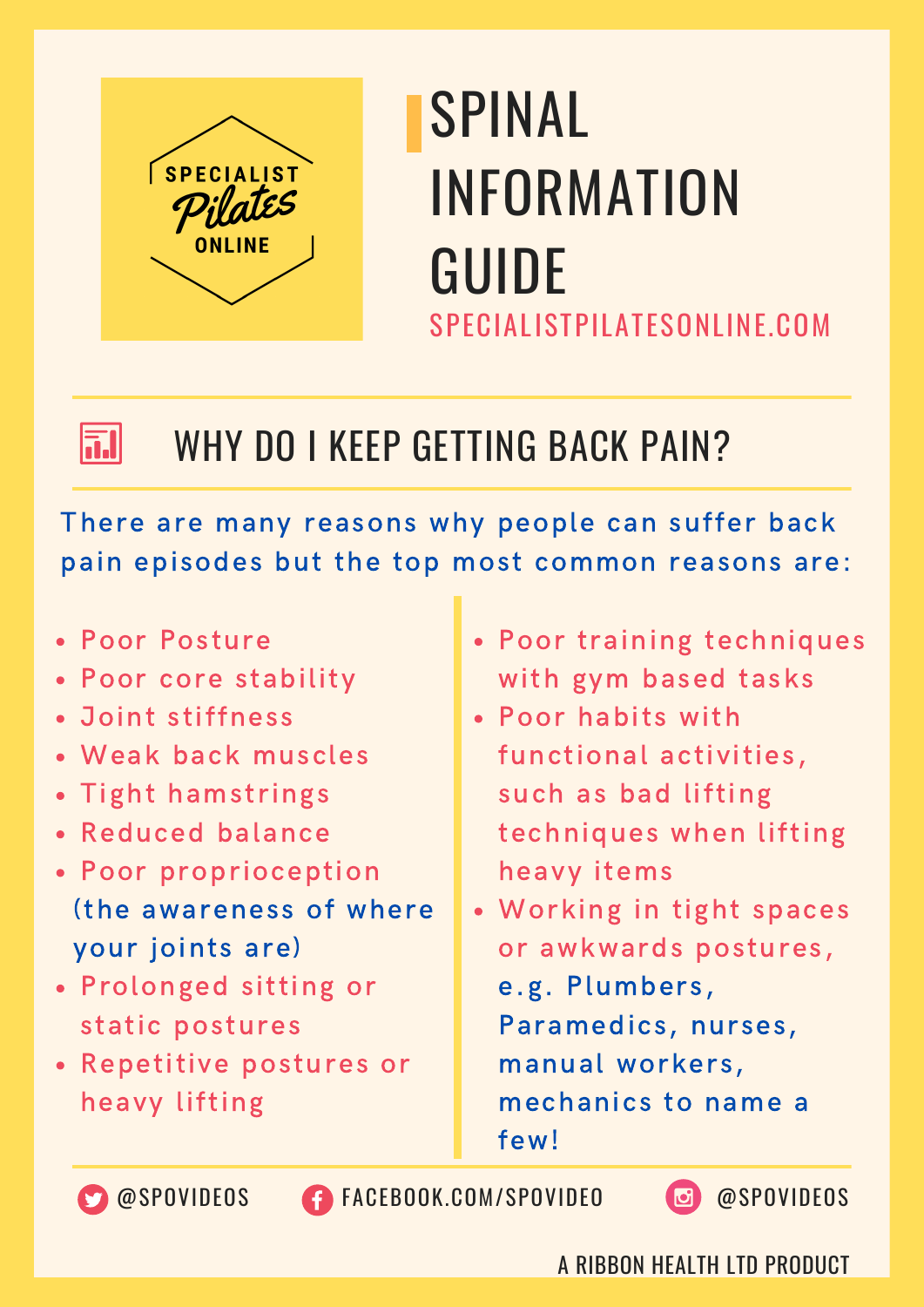SPECIALIST Pilates ONLINE

# SPINAL INFORMATION GUIDE

SPECIALISTPILATESONLINE.COM

## WHY DO I KEEP GETTING BACK PAIN?

There are many reasons why people can suffer back pain episodes but the top most common reasons are:

- Poor Posture
- Poor core stability
- Joint stiffness
- Weak back muscles
- Tight hamstrings
- Reduced balance
- Poor proprioception (the awareness of where your joints are)
- Prolonged sitting or static postures
- Repetitive postures or heavy lifting
- Poor training techniques with gym based tasks
- Poor habits with functional activities, such as bad lifting techniques when lifting heavy items
- Working in tight spaces or awkwards postures, e.g. Plumbers, Paramedics, nurses, manual workers, mechanics to name a few!

@SPOVIDEOS FACEBOOK.COM/SPOVIDEO @SPOVIDEOS

A RIBBON HEALTH LTD PRODUCT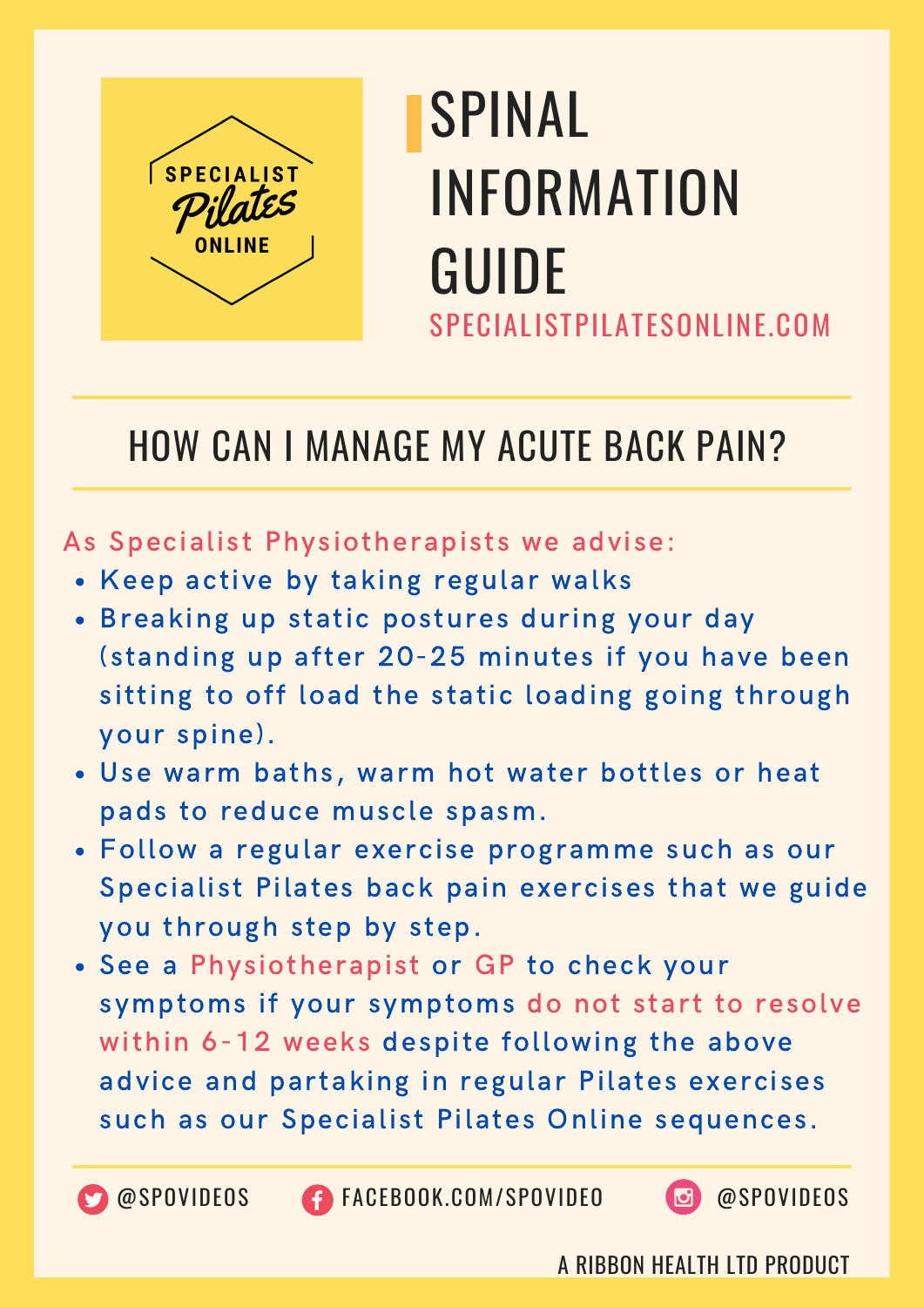SPECIALIST Pilates ONLINE

# SPINAL INFORMATION GUIDE

SPECIALISTPILATESONLINE.COM

## HOW CAN I MANAGE MY ACUTE BACK PAIN?

As Specialist Physiotherapists we advise:

- Keep active by taking regular walks
- Breaking up static postures during your day (standing up after 20-25 minutes if you have been sitting to off load the static loading going through your spine).
- Use warm baths, warm hot water bottles or heat pads to reduce muscle spasm.
- Follow a regular exercise programme such as our Specialist Pilates back pain exercises that we guide you through step by step.
- See a Physiotherapist or GP to check your symptoms if your symptoms do not start to resolve within 6-12 weeks despite following the above advice and partaking in regular Pilates exercises such as our Specialist Pilates Online sequences.

@SPOVIDEOS FACEBOOK.COM/SPOVIDEO @SPOVIDEOS

A RIBBON HEALTH LTD PRODUCT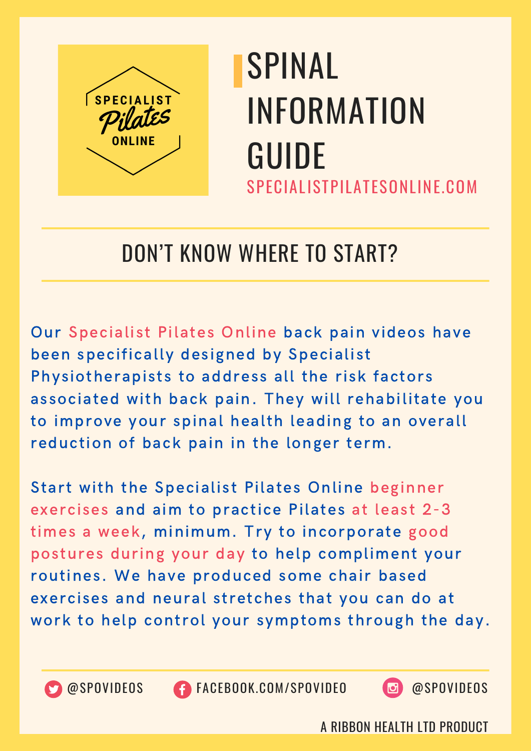SPECIALIST Pilates ONLINE

# SPINAL INFORMATION GUIDE

SPECIALISTPILATESONLINE.COM

## DON'T KNOW WHERE TO START?

Our Specialist Pilates Online back pain videos have been specifically designed by Specialist Physiotherapists to address all the risk factors associated with back pain. They will rehabilitate you to improve your spinal health leading to an overall reduction of back pain in the longer term.

Start with the Specialist Pilates Online beginner exercises and aim to practice Pilates at least 2-3 times a week, minimum. Try to incorporate good postures during your day to help compliment your routines. We have produced some chair based exercises and neural stretches that you can do at work to help control your symptoms through the day.

@SPOVIDEOS FACEBOOK.COM/SPOVIDEO @SPOVIDEOS

A RIBBON HEALTH LTD PRODUCT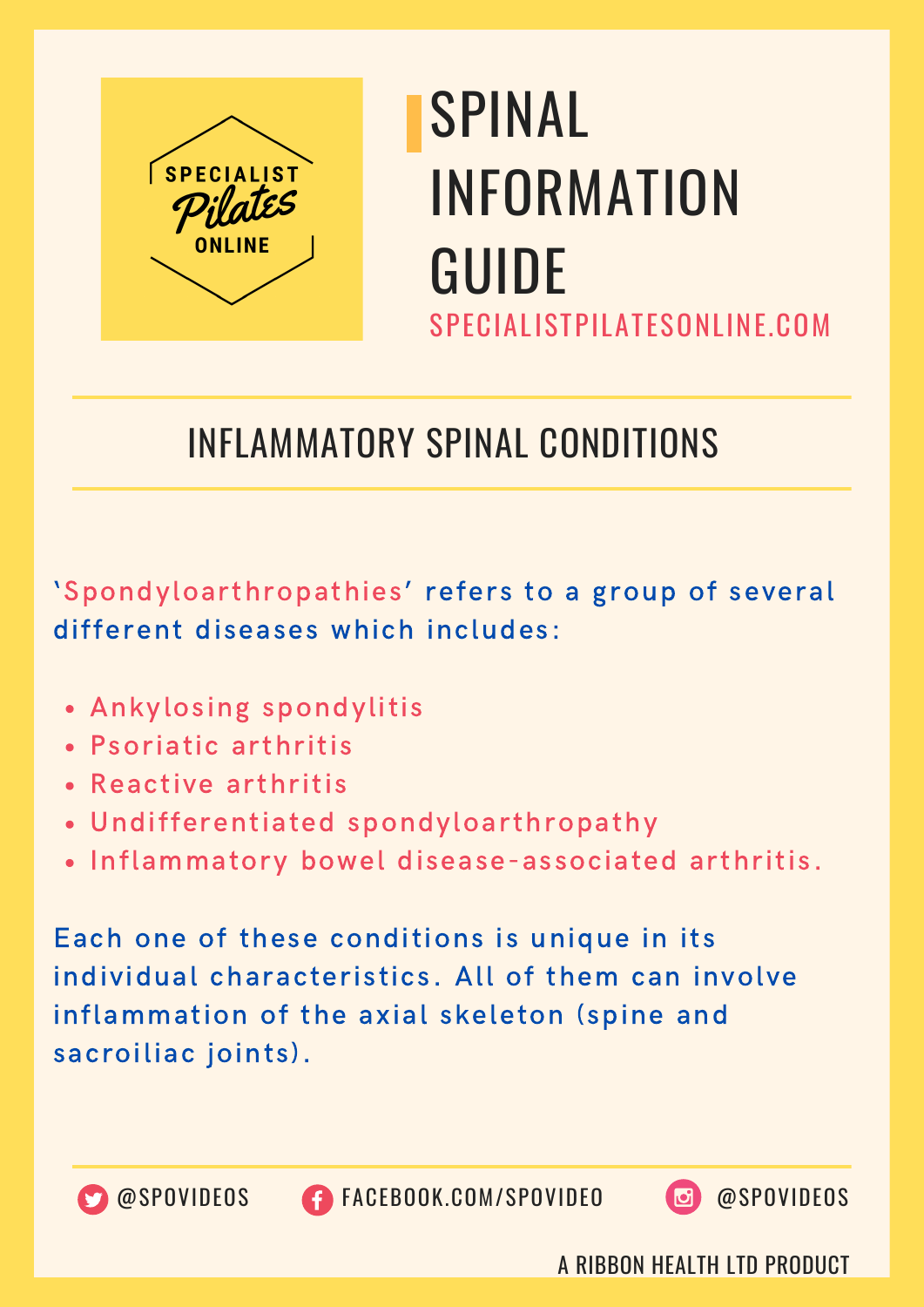# SPINAL INFORMATION GUIDE

SPECIALISTPILATESONLINE.COM

## INFLAMMATORY SPINAL CONDITIONS

'Spondyloarthropathies' refers to a group of several different diseases which includes:

- Ankylosing spondylitis
- Psoriatic arthritis
- Reactive arthritis
- Undifferentiated spondyloarthropathy
- Inflammatory bowel disease-associated arthritis.

Each one of these conditions is unique in its individual characteristics. All of them can involve inflammation of the axial skeleton (spine and sacroiliac joints).

@SPOVIDEOS FACEBOOK.COM/SPOVIDEO @SPOVIDEOS

A RIBBON HEALTH LTD PRODUCT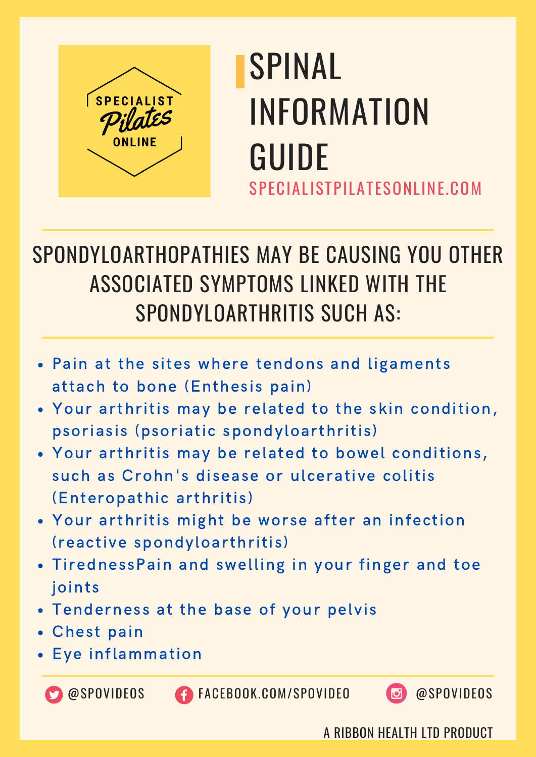SPECIALIST Pilates ONLINE

# SPINAL INFORMATION GUIDE

SPECIALISTPILATESONLINE.COM

## SPONDYLOARTHOPATHIES MAY BE CAUSING YOU OTHER ASSOCIATED SYMPTOMS LINKED WITH THE SPONDYLOARTHRITIS SUCH AS:

- Pain at the sites where tendons and ligaments attach to bone (Enthesis pain)
- Your arthritis may be related to the skin condition, psoriasis (psoriatic spondyloarthritis)
- Your arthritis may be related to bowel conditions, such as Crohn's disease or ulcerative colitis (Enteropathic arthritis)
- Your arthritis might be worse after an infection (reactive spondyloarthritis)
- TirednessPain and swelling in your finger and toe joints
- Tenderness at the base of your pelvis
- Chest pain
- Eye inflammation

@SPOVIDEOS FACEBOOK.COM/SPOVIDEO @SPOVIDEOS

A RIBBON HEALTH LTD PRODUCT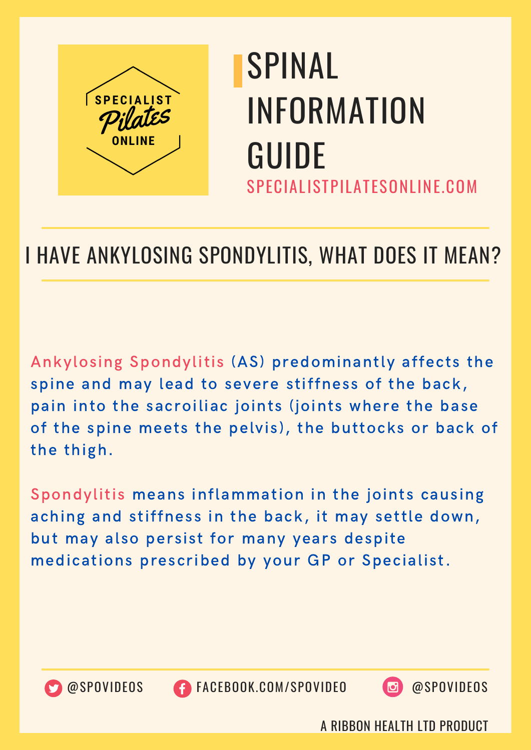SPECIALIST Pilates ONLINE

# SPINAL INFORMATION GUIDE

SPECIALISTPILATESONLINE.COM

## I HAVE ANKYLOSING SPONDYLITIS, WHAT DOES IT MEAN?

Ankylosing Spondylitis (AS) predominantly affects the spine and may lead to severe stiffness of the back, pain into the sacroiliac joints (joints where the base of the spine meets the pelvis), the buttocks or back of the thigh.

Spondylitis means inflammation in the joints causing aching and stiffness in the back, it may settle down, but may also persist for many years despite medications prescribed by your GP or Specialist.

@SPOVIDEOS FACEBOOK.COM/SPOVIDEO @SPOVIDEOS

A RIBBON HEALTH LTD PRODUCT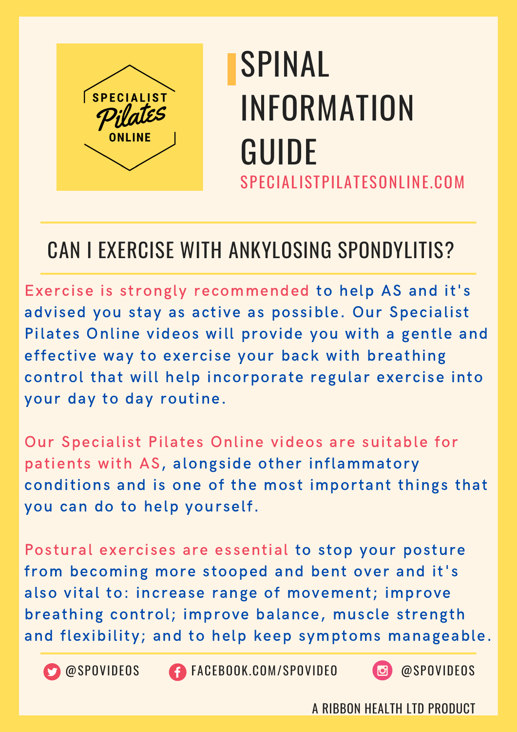# SPINAL INFORMATION GUIDE

SPECIALISTPILATESONLINE.COM

## CAN I EXERCISE WITH ANKYLOSING SPONDYLITIS?

**Exercise is strongly recommended** to help AS and it's advised you stay as active as possible. Our Specialist Pilates Online videos will provide you with a gentle and effective way to exercise your back with breathing control that will help incorporate regular exercise into your day to day routine.

**Our Specialist Pilates Online videos are suitable for patients with AS**, alongside other inflammatory conditions and is one of the most important things that you can do to help yourself.

**Postural exercises are essential** to stop your posture from becoming more stooped and bent over and it's also vital to: increase range of movement; improve breathing control; improve balance, muscle strength and flexibility; and to help keep symptoms manageable.

@SPOVIDEOS FACEBOOK.COM/SPOVIDEO @SPOVIDEOS

A RIBBON HEALTH LTD PRODUCT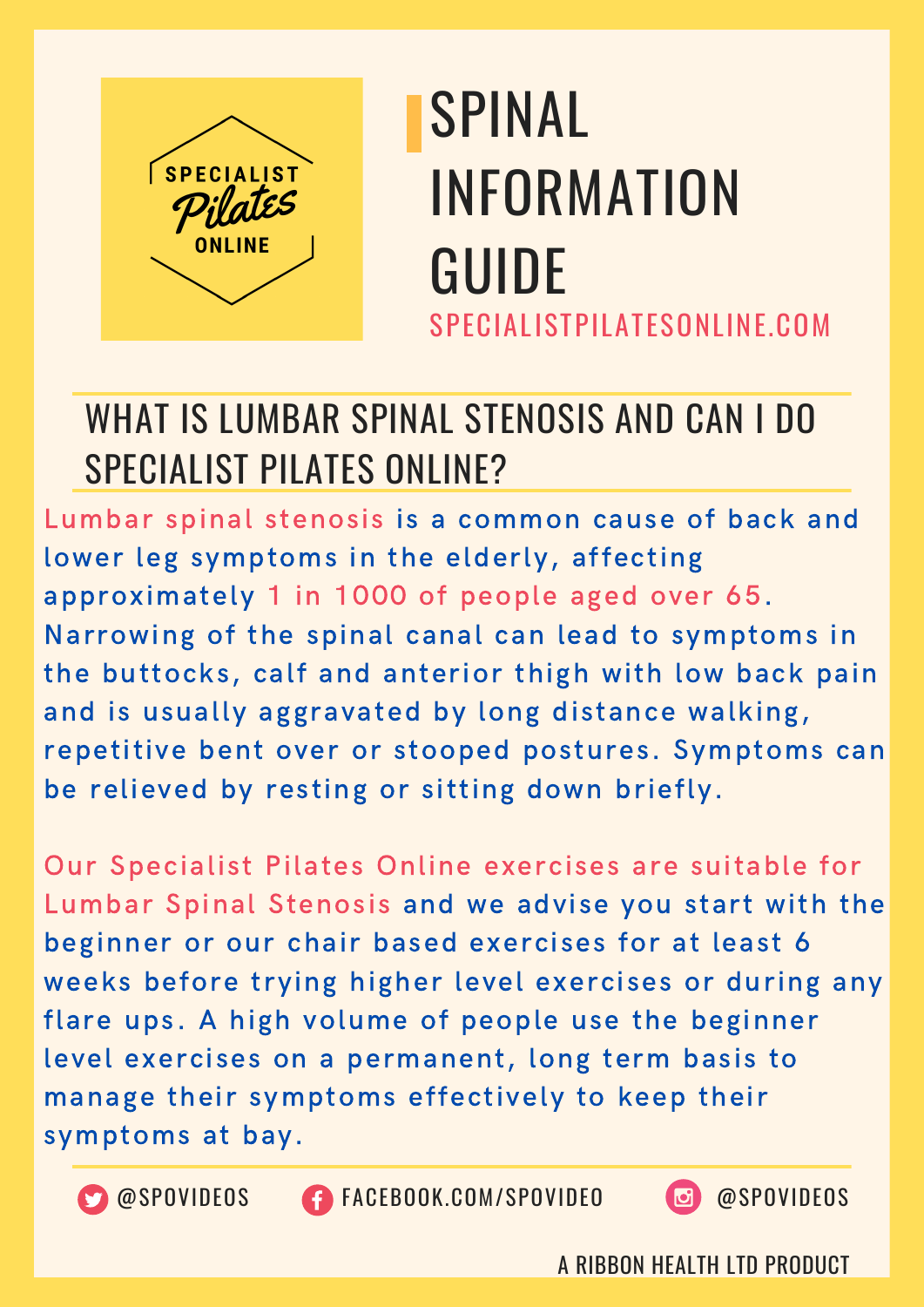SPECIALIST Pilates ONLINE

# SPINAL INFORMATION GUIDE

SPECIALISTPILATESONLINE.COM

## WHAT IS LUMBAR SPINAL STENOSIS AND CAN I DO SPECIALIST PILATES ONLINE?

Lumbar spinal stenosis is a common cause of back and lower leg symptoms in the elderly, affecting approximately 1 in 1000 of people aged over 65. Narrowing of the spinal canal can lead to symptoms in the buttocks, calf and anterior thigh with low back pain and is usually aggravated by long distance walking, repetitive bent over or stooped postures. Symptoms can be relieved by resting or sitting down briefly.

Our Specialist Pilates Online exercises are suitable for Lumbar Spinal Stenosis and we advise you start with the beginner or our chair based exercises for at least 6 weeks before trying higher level exercises or during any flare ups. A high volume of people use the beginner level exercises on a permanent, long term basis to manage their symptoms effectively to keep their symptoms at bay.

@SPOVIDEOS FACEBOOK.COM/SPOVIDEO @SPOVIDEOS

A RIBBON HEALTH LTD PRODUCT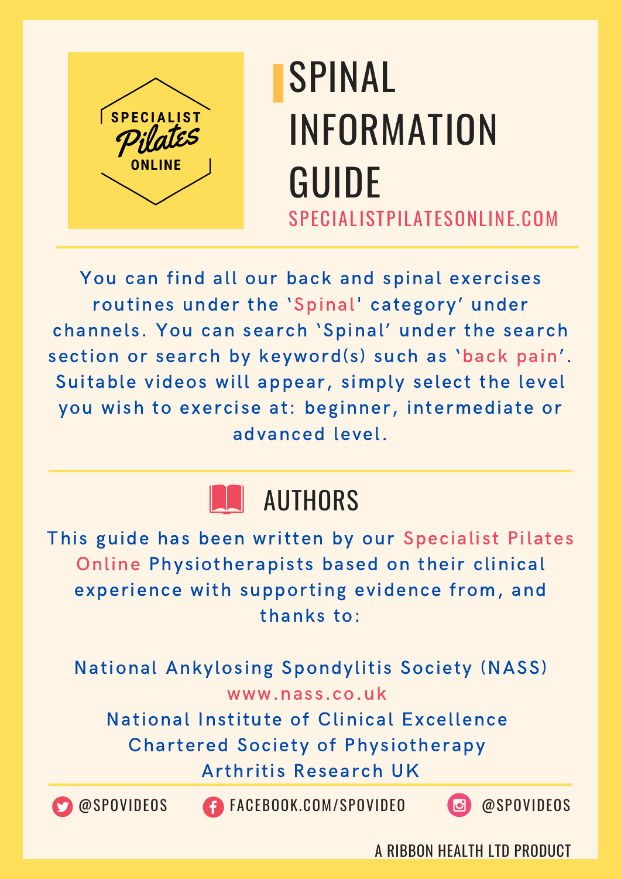SPECIALIST Pilates ONLINE

# SPINAL INFORMATION GUIDE

SPECIALISTPILATESONLINE.COM

You can find all our back and spinal exercises routines under the 'Spinal' category' under channels. You can search 'Spinal' under the search section or search by keyword(s) such as 'back pain'. Suitable videos will appear, simply select the level you wish to exercise at: beginner, intermediate or advanced level.

## AUTHORS

This guide has been written by our Specialist Pilates Online Physiotherapists based on their clinical experience with supporting evidence from, and thanks to:

National Ankylosing Spondylitis Society (NASS)
www.nass.co.uk
National Institute of Clinical Excellence
Chartered Society of Physiotherapy
Arthritis Research UK

@SPOVIDEOS FACEBOOK.COM/SPOVIDEO @SPOVIDEOS

A RIBBON HEALTH LTD PRODUCT